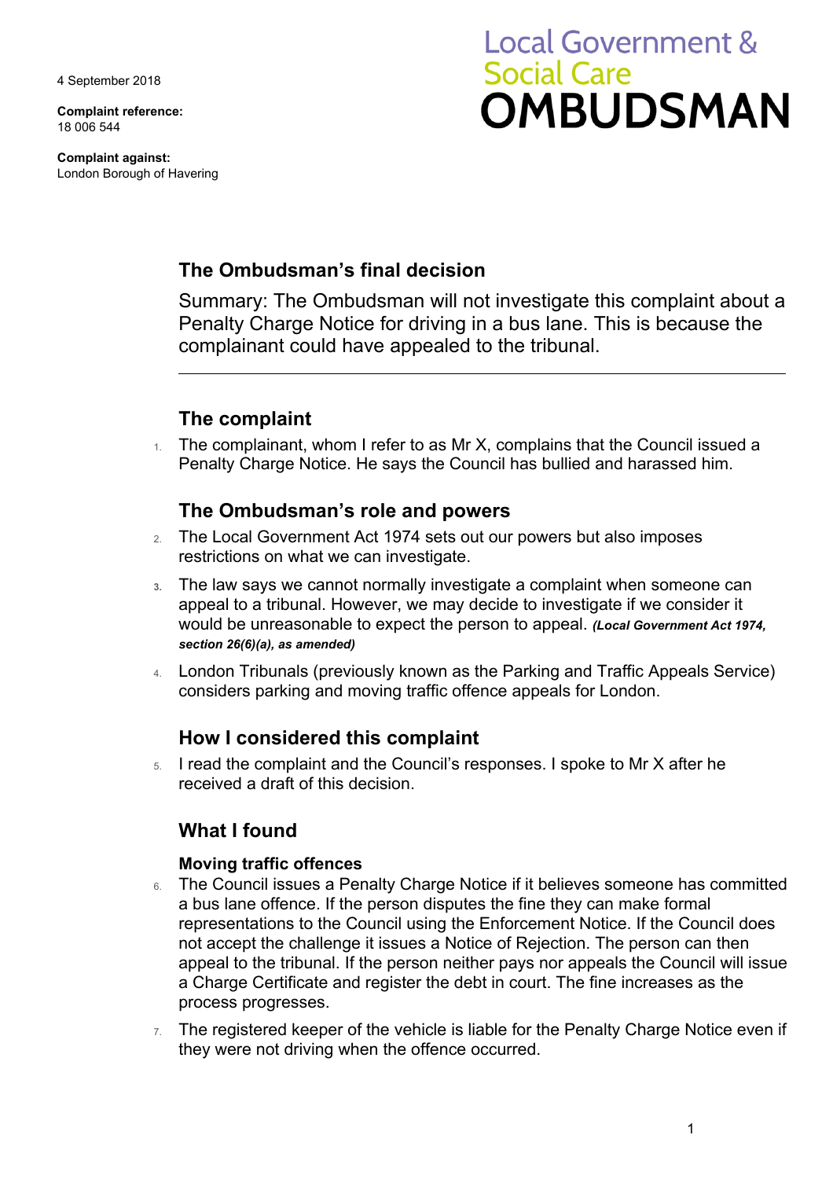4 September 2018

**Complaint reference:**
18 006 544

**Complaint against:**
London Borough of Havering

Local Government & Social Care
**OMBUDSMAN**

## The Ombudsman's final decision

Summary: The Ombudsman will not investigate this complaint about a Penalty Charge Notice for driving in a bus lane. This is because the complainant could have appealed to the tribunal.

## The complaint

1. The complainant, whom I refer to as Mr X, complains that the Council issued a Penalty Charge Notice. He says the Council has bullied and harassed him.

## The Ombudsman's role and powers

2. The Local Government Act 1974 sets out our powers but also imposes restrictions on what we can investigate.
3. The law says we cannot normally investigate a complaint when someone can appeal to a tribunal. However, we may decide to investigate if we consider it would be unreasonable to expect the person to appeal. ***(Local Government Act 1974, section 26(6)(a), as amended)***
4. London Tribunals (previously known as the Parking and Traffic Appeals Service) considers parking and moving traffic offence appeals for London.

## How I considered this complaint

5. I read the complaint and the Council's responses. I spoke to Mr X after he received a draft of this decision.

## What I found

### Moving traffic offences

6. The Council issues a Penalty Charge Notice if it believes someone has committed a bus lane offence. If the person disputes the fine they can make formal representations to the Council using the Enforcement Notice. If the Council does not accept the challenge it issues a Notice of Rejection. The person can then appeal to the tribunal. If the person neither pays nor appeals the Council will issue a Charge Certificate and register the debt in court. The fine increases as the process progresses.
7. The registered keeper of the vehicle is liable for the Penalty Charge Notice even if they were not driving when the offence occurred.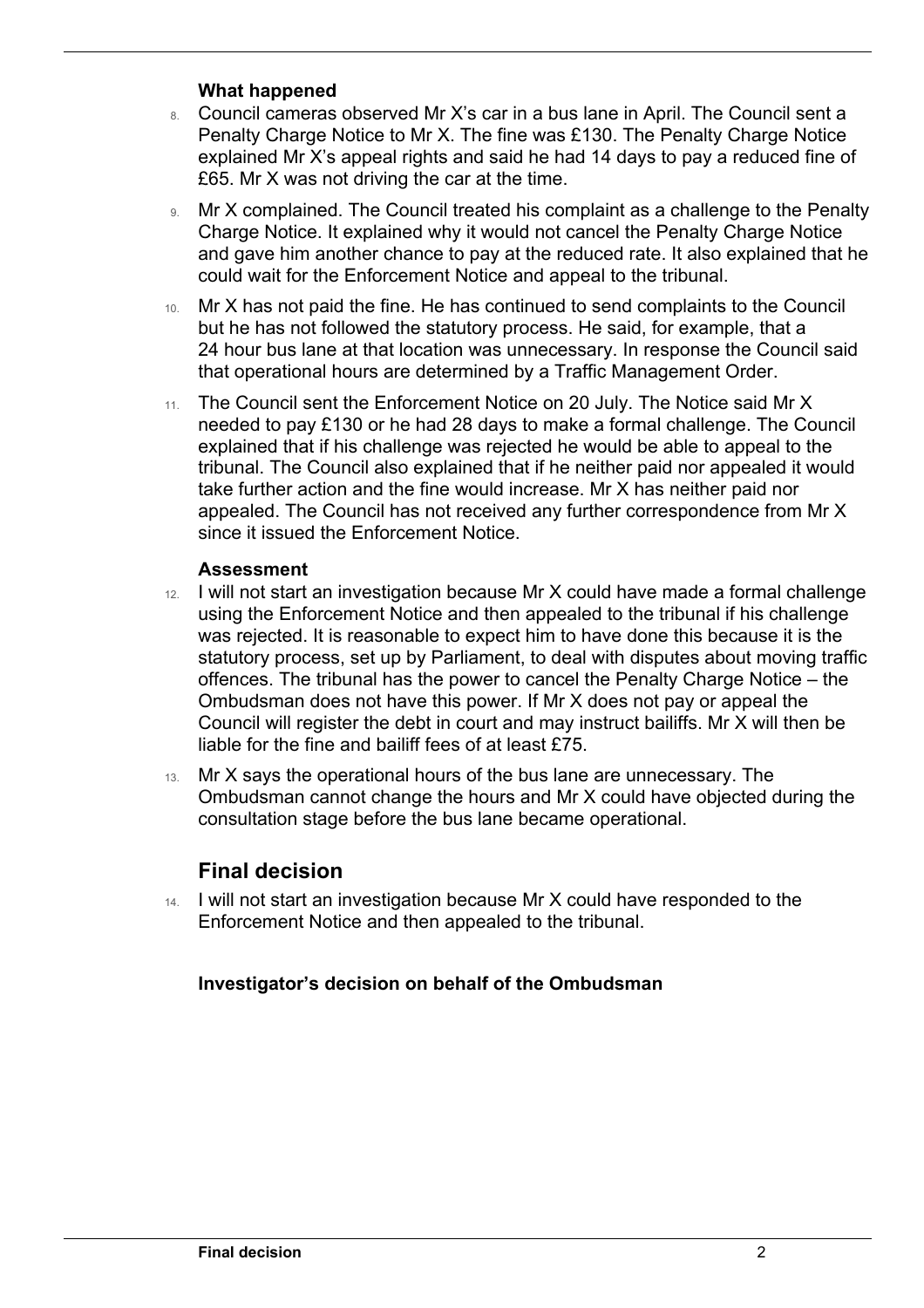**What happened**

8. Council cameras observed Mr X's car in a bus lane in April. The Council sent a Penalty Charge Notice to Mr X. The fine was £130. The Penalty Charge Notice explained Mr X's appeal rights and said he had 14 days to pay a reduced fine of £65. Mr X was not driving the car at the time.

9. Mr X complained. The Council treated his complaint as a challenge to the Penalty Charge Notice. It explained why it would not cancel the Penalty Charge Notice and gave him another chance to pay at the reduced rate. It also explained that he could wait for the Enforcement Notice and appeal to the tribunal.

10. Mr X has not paid the fine. He has continued to send complaints to the Council but he has not followed the statutory process. He said, for example, that a 24 hour bus lane at that location was unnecessary. In response the Council said that operational hours are determined by a Traffic Management Order.

11. The Council sent the Enforcement Notice on 20 July. The Notice said Mr X needed to pay £130 or he had 28 days to make a formal challenge. The Council explained that if his challenge was rejected he would be able to appeal to the tribunal. The Council also explained that if he neither paid nor appealed it would take further action and the fine would increase. Mr X has neither paid nor appealed. The Council has not received any further correspondence from Mr X since it issued the Enforcement Notice.

**Assessment**

12. I will not start an investigation because Mr X could have made a formal challenge using the Enforcement Notice and then appealed to the tribunal if his challenge was rejected. It is reasonable to expect him to have done this because it is the statutory process, set up by Parliament, to deal with disputes about moving traffic offences. The tribunal has the power to cancel the Penalty Charge Notice – the Ombudsman does not have this power. If Mr X does not pay or appeal the Council will register the debt in court and may instruct bailiffs. Mr X will then be liable for the fine and bailiff fees of at least £75.

13. Mr X says the operational hours of the bus lane are unnecessary. The Ombudsman cannot change the hours and Mr X could have objected during the consultation stage before the bus lane became operational.

## Final decision

14. I will not start an investigation because Mr X could have responded to the Enforcement Notice and then appealed to the tribunal.

**Investigator's decision on behalf of the Ombudsman**